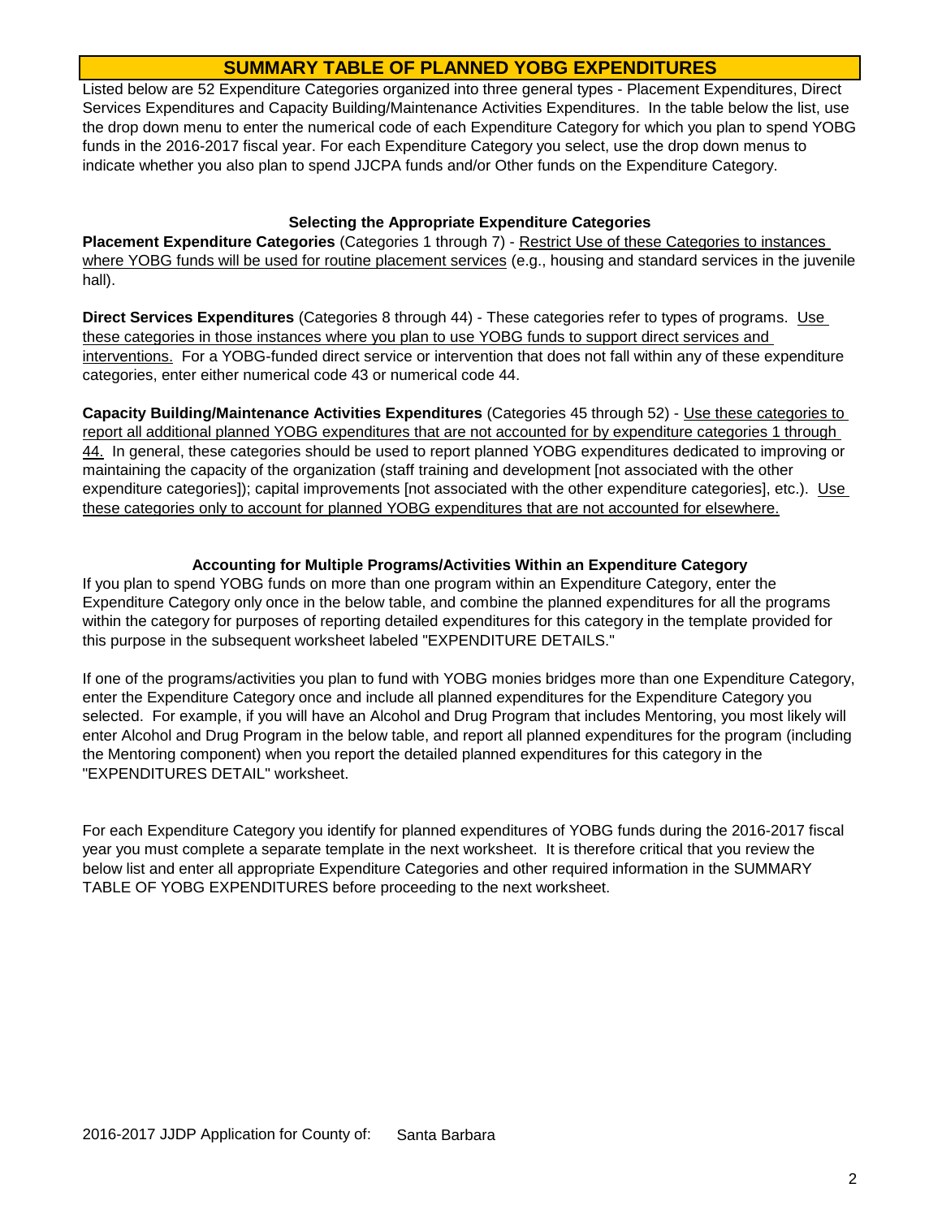# SUMMARY TABLE OF PLANNED YOBG EXPENDITURES

Listed below are 52 Expenditure Categories organized into three general types - Placement Expenditures, Direct Services Expenditures and Capacity Building/Maintenance Activities Expenditures. In the table below the list, use the drop down menu to enter the numerical code of each Expenditure Category for which you plan to spend YOBG funds in the 2016-2017 fiscal year. For each Expenditure Category you select, use the drop down menus to indicate whether you also plan to spend JJCPA funds and/or Other funds on the Expenditure Category.

### Selecting the Appropriate Expenditure Categories

**Placement Expenditure Categories** (Categories 1 through 7) - Restrict Use of these Categories to instances where YOBG funds will be used for routine placement services (e.g., housing and standard services in the juvenile hall).

**Direct Services Expenditures** (Categories 8 through 44) - These categories refer to types of programs. Use these categories in those instances where you plan to use YOBG funds to support direct services and interventions. For a YOBG-funded direct service or intervention that does not fall within any of these expenditure categories, enter either numerical code 43 or numerical code 44.

**Capacity Building/Maintenance Activities Expenditures** (Categories 45 through 52) - Use these categories to report all additional planned YOBG expenditures that are not accounted for by expenditure categories 1 through 44. In general, these categories should be used to report planned YOBG expenditures dedicated to improving or maintaining the capacity of the organization (staff training and development [not associated with the other expenditure categories]); capital improvements [not associated with the other expenditure categories], etc.). Use these categories only to account for planned YOBG expenditures that are not accounted for elsewhere.

### Accounting for Multiple Programs/Activities Within an Expenditure Category

If you plan to spend YOBG funds on more than one program within an Expenditure Category, enter the Expenditure Category only once in the below table, and combine the planned expenditures for all the programs within the category for purposes of reporting detailed expenditures for this category in the template provided for this purpose in the subsequent worksheet labeled "EXPENDITURE DETAILS."

If one of the programs/activities you plan to fund with YOBG monies bridges more than one Expenditure Category, enter the Expenditure Category once and include all planned expenditures for the Expenditure Category you selected. For example, if you will have an Alcohol and Drug Program that includes Mentoring, you most likely will enter Alcohol and Drug Program in the below table, and report all planned expenditures for the program (including the Mentoring component) when you report the detailed planned expenditures for this category in the "EXPENDITURES DETAIL" worksheet.

For each Expenditure Category you identify for planned expenditures of YOBG funds during the 2016-2017 fiscal year you must complete a separate template in the next worksheet. It is therefore critical that you review the below list and enter all appropriate Expenditure Categories and other required information in the SUMMARY TABLE OF YOBG EXPENDITURES before proceeding to the next worksheet.

2016-2017 JJDP Application for County of: Santa Barbara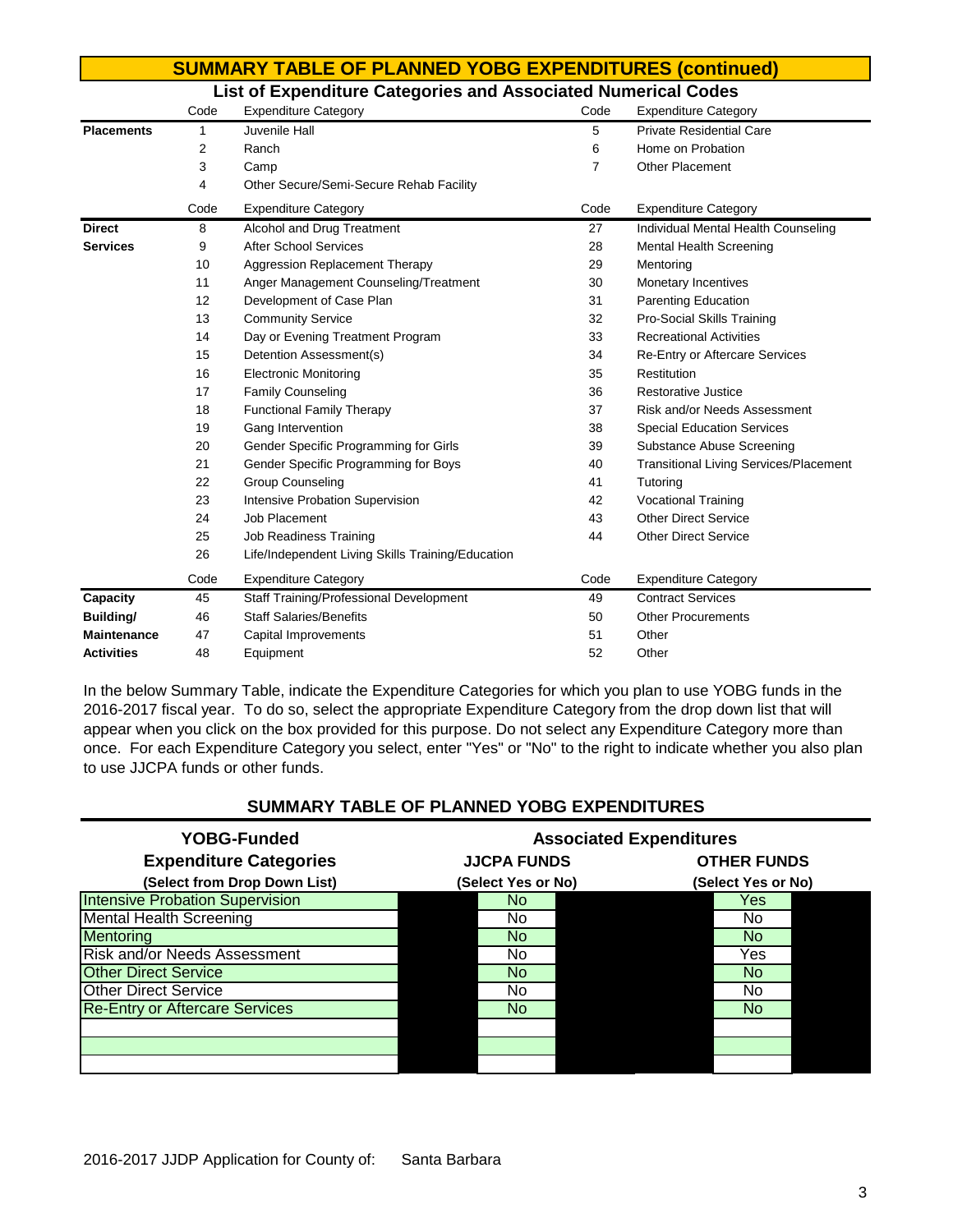## SUMMARY TABLE OF PLANNED YOBG EXPENDITURES (continued)

### List of Expenditure Categories and Associated Numerical Codes

| | Code | Expenditure Category | Code | Expenditure Category |
|---|---|---|---|---|
| **Placements** | 1 | Juvenile Hall | 5 | Private Residential Care |
| | 2 | Ranch | 6 | Home on Probation |
| | 3 | Camp | 7 | Other Placement |
| | 4 | Other Secure/Semi-Secure Rehab Facility | | |

| | Code | Expenditure Category | Code | Expenditure Category |
|---|---|---|---|---|
| **Direct** | 8 | Alcohol and Drug Treatment | 27 | Individual Mental Health Counseling |
| **Services** | 9 | After School Services | 28 | Mental Health Screening |
| | 10 | Aggression Replacement Therapy | 29 | Mentoring |
| | 11 | Anger Management Counseling/Treatment | 30 | Monetary Incentives |
| | 12 | Development of Case Plan | 31 | Parenting Education |
| | 13 | Community Service | 32 | Pro-Social Skills Training |
| | 14 | Day or Evening Treatment Program | 33 | Recreational Activities |
| | 15 | Detention Assessment(s) | 34 | Re-Entry or Aftercare Services |
| | 16 | Electronic Monitoring | 35 | Restitution |
| | 17 | Family Counseling | 36 | Restorative Justice |
| | 18 | Functional Family Therapy | 37 | Risk and/or Needs Assessment |
| | 19 | Gang Intervention | 38 | Special Education Services |
| | 20 | Gender Specific Programming for Girls | 39 | Substance Abuse Screening |
| | 21 | Gender Specific Programming for Boys | 40 | Transitional Living Services/Placement |
| | 22 | Group Counseling | 41 | Tutoring |
| | 23 | Intensive Probation Supervision | 42 | Vocational Training |
| | 24 | Job Placement | 43 | Other Direct Service |
| | 25 | Job Readiness Training | 44 | Other Direct Service |
| | 26 | Life/Independent Living Skills Training/Education | | |

| | Code | Expenditure Category | Code | Expenditure Category |
|---|---|---|---|---|
| **Capacity** | 45 | Staff Training/Professional Development | 49 | Contract Services |
| **Building/** | 46 | Staff Salaries/Benefits | 50 | Other Procurements |
| **Maintenance** | 47 | Capital Improvements | 51 | Other |
| **Activities** | 48 | Equipment | 52 | Other |

In the below Summary Table, indicate the Expenditure Categories for which you plan to use YOBG funds in the 2016-2017 fiscal year. To do so, select the appropriate Expenditure Category from the drop down list that will appear when you click on the box provided for this purpose. Do not select any Expenditure Category more than once. For each Expenditure Category you select, enter "Yes" or "No" to the right to indicate whether you also plan to use JJCPA funds or other funds.

### SUMMARY TABLE OF PLANNED YOBG EXPENDITURES

| YOBG-Funded Expenditure Categories (Select from Drop Down List) | Associated Expenditures: JJCPA FUNDS (Select Yes or No) | OTHER FUNDS (Select Yes or No) |
|---|---|---|
| Intensive Probation Supervision | No | Yes |
| Mental Health Screening | No | No |
| Mentoring | No | No |
| Risk and/or Needs Assessment | No | Yes |
| Other Direct Service | No | No |
| Other Direct Service | No | No |
| Re-Entry or Aftercare Services | No | No |
| | | |
| | | |
| | | |

2016-2017 JJDP Application for County of: Santa Barbara